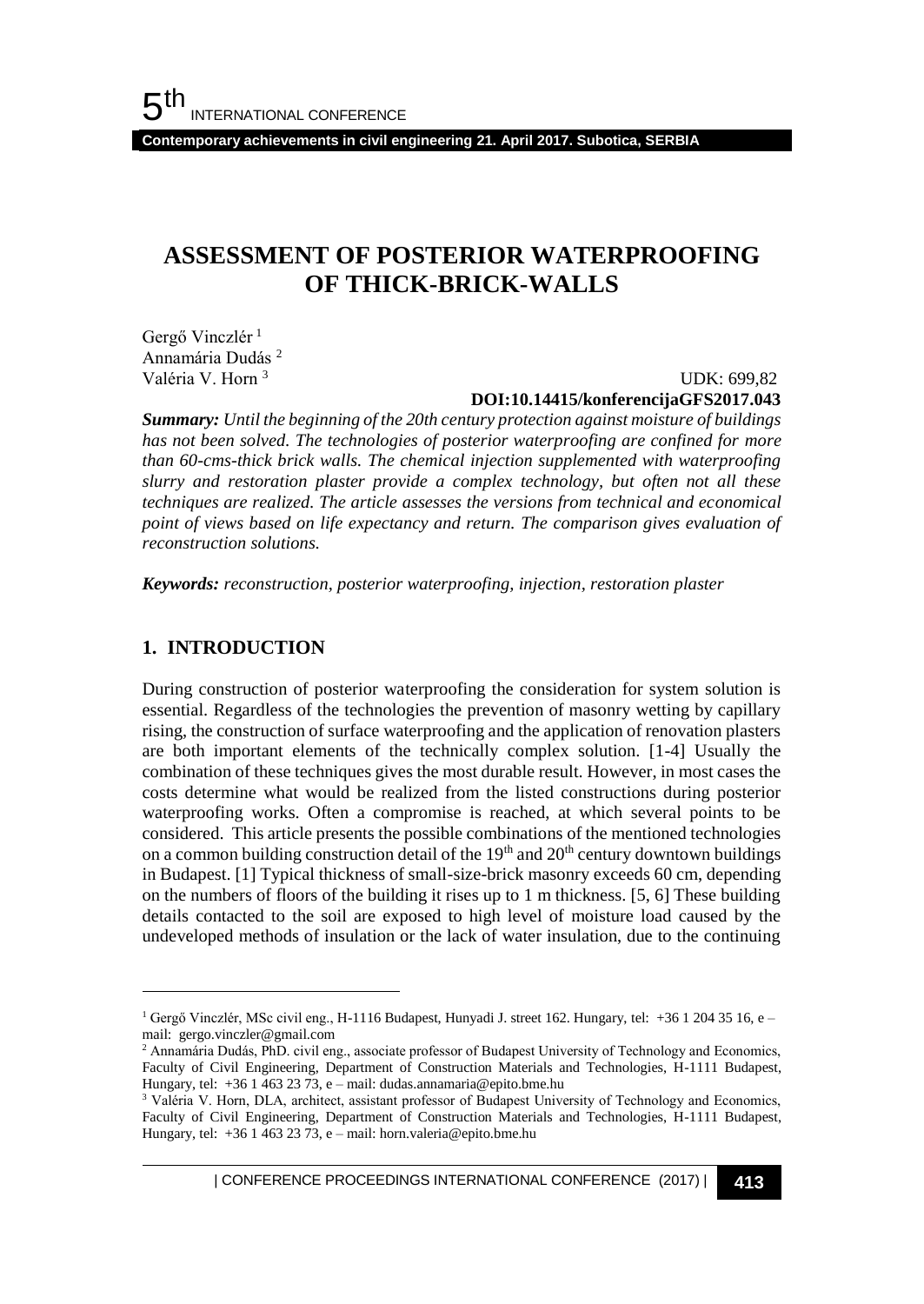# ASSESSMENT OF POSTERIOR WATERPROOFING OF THICK-BRICK-WALLS

Gergő Vinczlér [1]
Annamária Dudás [2]
Valéria V. Horn [3]

UDK: 699,82
**DOI:10.14415/konferencijaGFS2017.043**

***Summary:*** *Until the beginning of the 20th century protection against moisture of buildings has not been solved. The technologies of posterior waterproofing are confined for more than 60-cms-thick brick walls. The chemical injection supplemented with waterproofing slurry and restoration plaster provide a complex technology, but often not all these techniques are realized. The article assesses the versions from technical and economical point of views based on life expectancy and return. The comparison gives evaluation of reconstruction solutions.*

***Keywords:*** *reconstruction, posterior waterproofing, injection, restoration plaster*

## 1. INTRODUCTION

During construction of posterior waterproofing the consideration for system solution is essential. Regardless of the technologies the prevention of masonry wetting by capillary rising, the construction of surface waterproofing and the application of renovation plasters are both important elements of the technically complex solution. [1-4] Usually the combination of these techniques gives the most durable result. However, in most cases the costs determine what would be realized from the listed constructions during posterior waterproofing works. Often a compromise is reached, at which several points to be considered. This article presents the possible combinations of the mentioned technologies on a common building construction detail of the 19th and 20th century downtown buildings in Budapest. [1] Typical thickness of small-size-brick masonry exceeds 60 cm, depending on the numbers of floors of the building it rises up to 1 m thickness. [5, 6] These building details contacted to the soil are exposed to high level of moisture load caused by the undeveloped methods of insulation or the lack of water insulation, due to the continuing

---

[1] Gergő Vinczlér, MSc civil eng., H-1116 Budapest, Hunyadi J. street 162. Hungary, tel: +36 1 204 35 16, e – mail: gergo.vinczler@gmail.com

[2] Annamária Dudás, PhD. civil eng., associate professor of Budapest University of Technology and Economics, Faculty of Civil Engineering, Department of Construction Materials and Technologies, H-1111 Budapest, Hungary, tel: +36 1 463 23 73, e – mail: dudas.annamaria@epito.bme.hu

[3] Valéria V. Horn, DLA, architect, assistant professor of Budapest University of Technology and Economics, Faculty of Civil Engineering, Department of Construction Materials and Technologies, H-1111 Budapest, Hungary, tel: +36 1 463 23 73, e – mail: horn.valeria@epito.bme.hu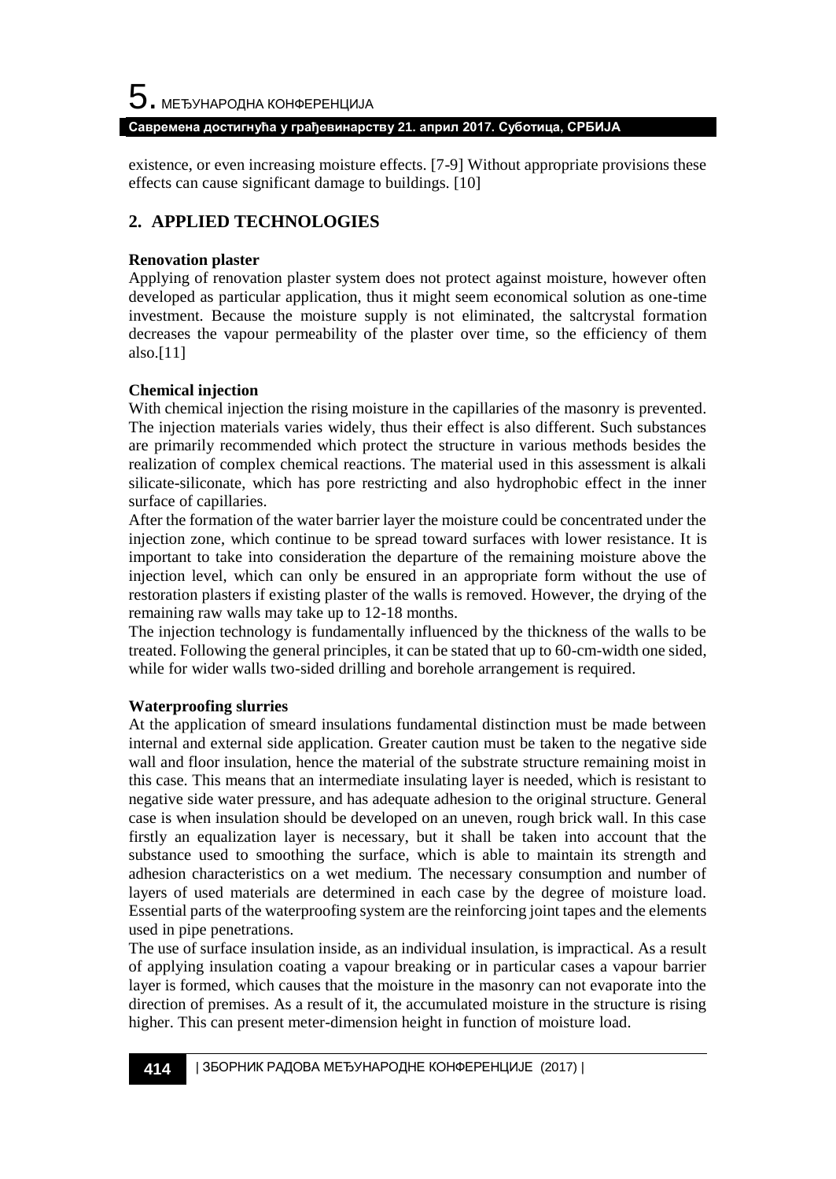existence, or even increasing moisture effects. [7-9] Without appropriate provisions these effects can cause significant damage to buildings. [10]

## 2. APPLIED TECHNOLOGIES

**Renovation plaster**

Applying of renovation plaster system does not protect against moisture, however often developed as particular application, thus it might seem economical solution as one-time investment. Because the moisture supply is not eliminated, the saltcrystal formation decreases the vapour permeability of the plaster over time, so the efficiency of them also.[11]

**Chemical injection**

With chemical injection the rising moisture in the capillaries of the masonry is prevented. The injection materials varies widely, thus their effect is also different. Such substances are primarily recommended which protect the structure in various methods besides the realization of complex chemical reactions. The material used in this assessment is alkali silicate-siliconate, which has pore restricting and also hydrophobic effect in the inner surface of capillaries.

After the formation of the water barrier layer the moisture could be concentrated under the injection zone, which continue to be spread toward surfaces with lower resistance. It is important to take into consideration the departure of the remaining moisture above the injection level, which can only be ensured in an appropriate form without the use of restoration plasters if existing plaster of the walls is removed. However, the drying of the remaining raw walls may take up to 12-18 months.

The injection technology is fundamentally influenced by the thickness of the walls to be treated. Following the general principles, it can be stated that up to 60-cm-width one sided, while for wider walls two-sided drilling and borehole arrangement is required.

**Waterproofing slurries**

At the application of smeard insulations fundamental distinction must be made between internal and external side application. Greater caution must be taken to the negative side wall and floor insulation, hence the material of the substrate structure remaining moist in this case. This means that an intermediate insulating layer is needed, which is resistant to negative side water pressure, and has adequate adhesion to the original structure. General case is when insulation should be developed on an uneven, rough brick wall. In this case firstly an equalization layer is necessary, but it shall be taken into account that the substance used to smoothing the surface, which is able to maintain its strength and adhesion characteristics on a wet medium. The necessary consumption and number of layers of used materials are determined in each case by the degree of moisture load. Essential parts of the waterproofing system are the reinforcing joint tapes and the elements used in pipe penetrations.

The use of surface insulation inside, as an individual insulation, is impractical. As a result of applying insulation coating a vapour breaking or in particular cases a vapour barrier layer is formed, which causes that the moisture in the masonry can not evaporate into the direction of premises. As a result of it, the accumulated moisture in the structure is rising higher. This can present meter-dimension height in function of moisture load.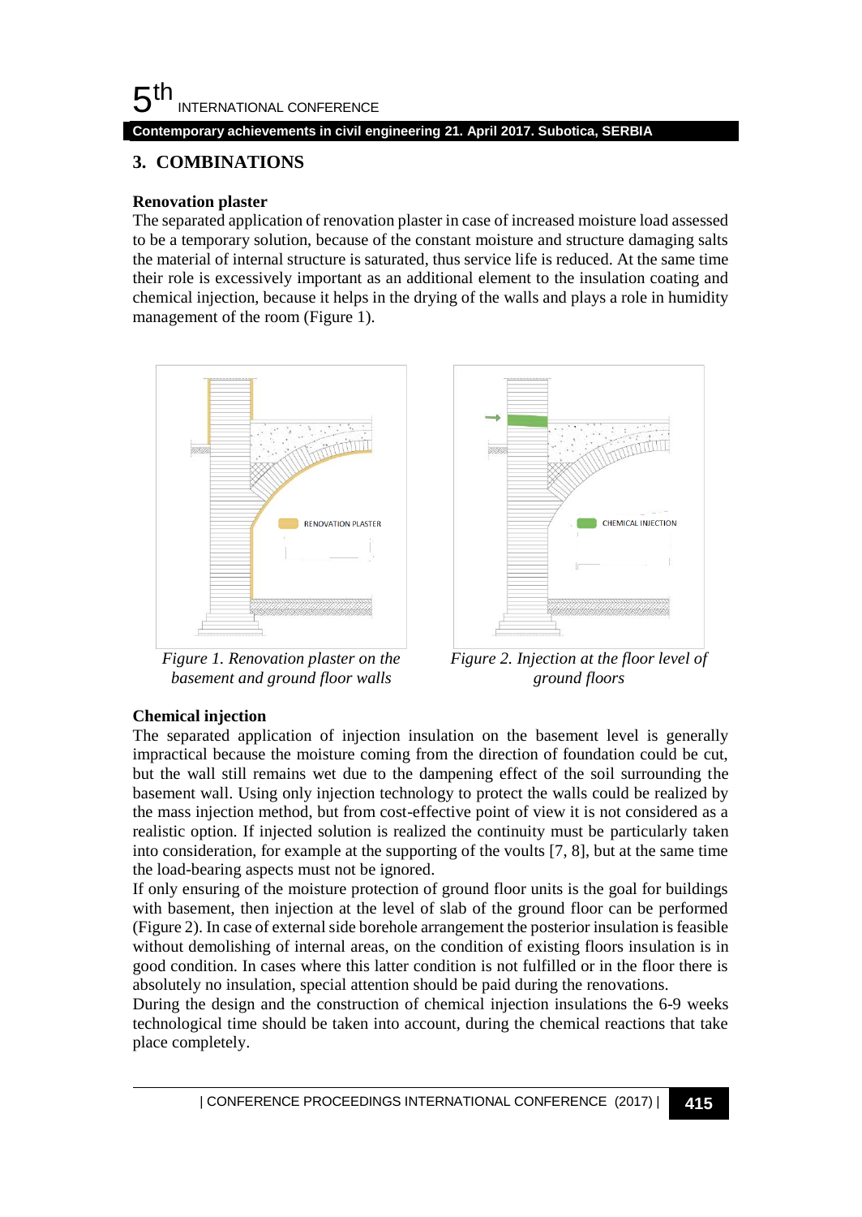## 3. COMBINATIONS

**Renovation plaster**

The separated application of renovation plaster in case of increased moisture load assessed to be a temporary solution, because of the constant moisture and structure damaging salts the material of internal structure is saturated, thus service life is reduced. At the same time their role is excessively important as an additional element to the insulation coating and chemical injection, because it helps in the drying of the walls and plays a role in humidity management of the room (Figure 1).

*Figure 1. Renovation plaster on the basement and ground floor walls*

*Figure 2. Injection at the floor level of ground floors*

**Chemical injection**

The separated application of injection insulation on the basement level is generally impractical because the moisture coming from the direction of foundation could be cut, but the wall still remains wet due to the dampening effect of the soil surrounding the basement wall. Using only injection technology to protect the walls could be realized by the mass injection method, but from cost-effective point of view it is not considered as a realistic option. If injected solution is realized the continuity must be particularly taken into consideration, for example at the supporting of the voults [7, 8], but at the same time the load-bearing aspects must not be ignored.

If only ensuring of the moisture protection of ground floor units is the goal for buildings with basement, then injection at the level of slab of the ground floor can be performed (Figure 2). In case of external side borehole arrangement the posterior insulation is feasible without demolishing of internal areas, on the condition of existing floors insulation is in good condition. In cases where this latter condition is not fulfilled or in the floor there is absolutely no insulation, special attention should be paid during the renovations.

During the design and the construction of chemical injection insulations the 6-9 weeks technological time should be taken into account, during the chemical reactions that take place completely.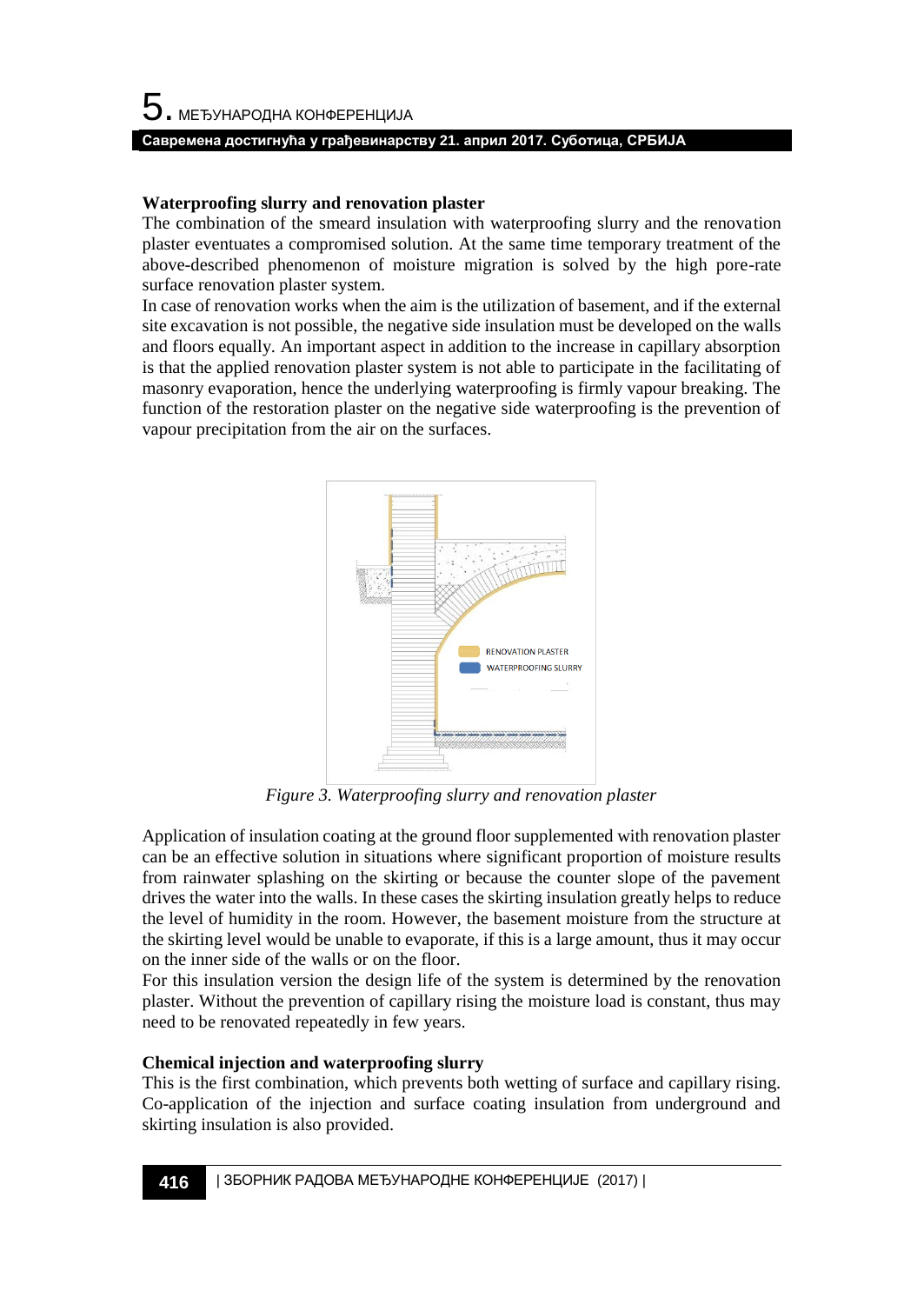**Waterproofing slurry and renovation plaster**

The combination of the smeard insulation with waterproofing slurry and the renovation plaster eventuates a compromised solution. At the same time temporary treatment of the above-described phenomenon of moisture migration is solved by the high pore-rate surface renovation plaster system.

In case of renovation works when the aim is the utilization of basement, and if the external site excavation is not possible, the negative side insulation must be developed on the walls and floors equally. An important aspect in addition to the increase in capillary absorption is that the applied renovation plaster system is not able to participate in the facilitating of masonry evaporation, hence the underlying waterproofing is firmly vapour breaking. The function of the restoration plaster on the negative side waterproofing is the prevention of vapour precipitation from the air on the surfaces.

*Figure 3. Waterproofing slurry and renovation plaster*

Application of insulation coating at the ground floor supplemented with renovation plaster can be an effective solution in situations where significant proportion of moisture results from rainwater splashing on the skirting or because the counter slope of the pavement drives the water into the walls. In these cases the skirting insulation greatly helps to reduce the level of humidity in the room. However, the basement moisture from the structure at the skirting level would be unable to evaporate, if this is a large amount, thus it may occur on the inner side of the walls or on the floor.

For this insulation version the design life of the system is determined by the renovation plaster. Without the prevention of capillary rising the moisture load is constant, thus may need to be renovated repeatedly in few years.

**Chemical injection and waterproofing slurry**

This is the first combination, which prevents both wetting of surface and capillary rising. Co-application of the injection and surface coating insulation from underground and skirting insulation is also provided.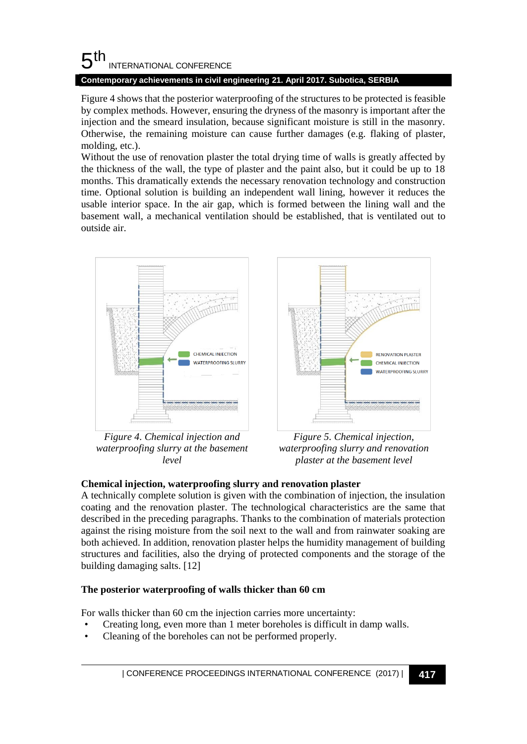Figure 4 shows that the posterior waterproofing of the structures to be protected is feasible by complex methods. However, ensuring the dryness of the masonry is important after the injection and the smeard insulation, because significant moisture is still in the masonry. Otherwise, the remaining moisture can cause further damages (e.g. flaking of plaster, molding, etc.).
Without the use of renovation plaster the total drying time of walls is greatly affected by the thickness of the wall, the type of plaster and the paint also, but it could be up to 18 months. This dramatically extends the necessary renovation technology and construction time. Optional solution is building an independent wall lining, however it reduces the usable interior space. In the air gap, which is formed between the lining wall and the basement wall, a mechanical ventilation should be established, that is ventilated out to outside air.

*Figure 4. Chemical injection and waterproofing slurry at the basement level*

*Figure 5. Chemical injection, waterproofing slurry and renovation plaster at the basement level*

**Chemical injection, waterproofing slurry and renovation plaster**

A technically complete solution is given with the combination of injection, the insulation coating and the renovation plaster. The technological characteristics are the same that described in the preceding paragraphs. Thanks to the combination of materials protection against the rising moisture from the soil next to the wall and from rainwater soaking are both achieved. In addition, renovation plaster helps the humidity management of building structures and facilities, also the drying of protected components and the storage of the building damaging salts. [12]

**The posterior waterproofing of walls thicker than 60 cm**

For walls thicker than 60 cm the injection carries more uncertainty:

- Creating long, even more than 1 meter boreholes is difficult in damp walls.
- Cleaning of the boreholes can not be performed properly.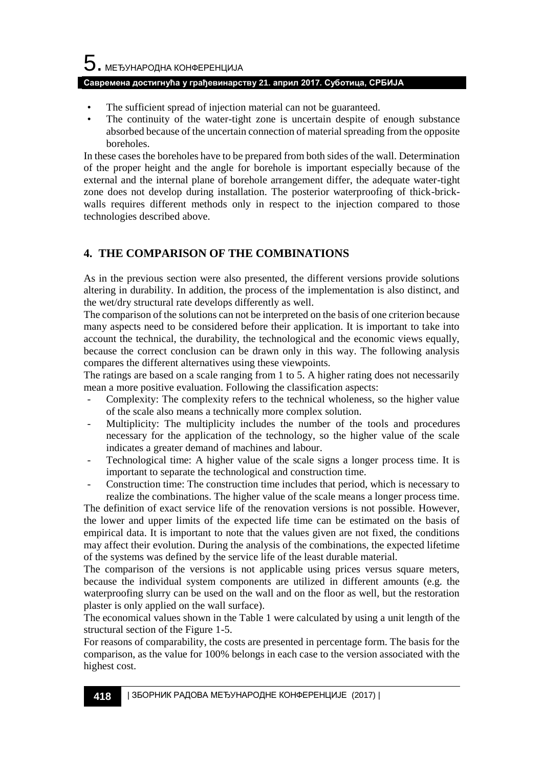- The sufficient spread of injection material can not be guaranteed.
- The continuity of the water-tight zone is uncertain despite of enough substance absorbed because of the uncertain connection of material spreading from the opposite boreholes.

In these cases the boreholes have to be prepared from both sides of the wall. Determination of the proper height and the angle for borehole is important especially because of the external and the internal plane of borehole arrangement differ, the adequate water-tight zone does not develop during installation. The posterior waterproofing of thick-brick-walls requires different methods only in respect to the injection compared to those technologies described above.

## 4. THE COMPARISON OF THE COMBINATIONS

As in the previous section were also presented, the different versions provide solutions altering in durability. In addition, the process of the implementation is also distinct, and the wet/dry structural rate develops differently as well.

The comparison of the solutions can not be interpreted on the basis of one criterion because many aspects need to be considered before their application. It is important to take into account the technical, the durability, the technological and the economic views equally, because the correct conclusion can be drawn only in this way. The following analysis compares the different alternatives using these viewpoints.

The ratings are based on a scale ranging from 1 to 5. A higher rating does not necessarily mean a more positive evaluation. Following the classification aspects:

- Complexity: The complexity refers to the technical wholeness, so the higher value of the scale also means a technically more complex solution.
- Multiplicity: The multiplicity includes the number of the tools and procedures necessary for the application of the technology, so the higher value of the scale indicates a greater demand of machines and labour.
- Technological time: A higher value of the scale signs a longer process time. It is important to separate the technological and construction time.
- Construction time: The construction time includes that period, which is necessary to realize the combinations. The higher value of the scale means a longer process time.

The definition of exact service life of the renovation versions is not possible. However, the lower and upper limits of the expected life time can be estimated on the basis of empirical data. It is important to note that the values given are not fixed, the conditions may affect their evolution. During the analysis of the combinations, the expected lifetime of the systems was defined by the service life of the least durable material.

The comparison of the versions is not applicable using prices versus square meters, because the individual system components are utilized in different amounts (e.g. the waterproofing slurry can be used on the wall and on the floor as well, but the restoration plaster is only applied on the wall surface).

The economical values shown in the Table 1 were calculated by using a unit length of the structural section of the Figure 1-5.

For reasons of comparability, the costs are presented in percentage form. The basis for the comparison, as the value for 100% belongs in each case to the version associated with the highest cost.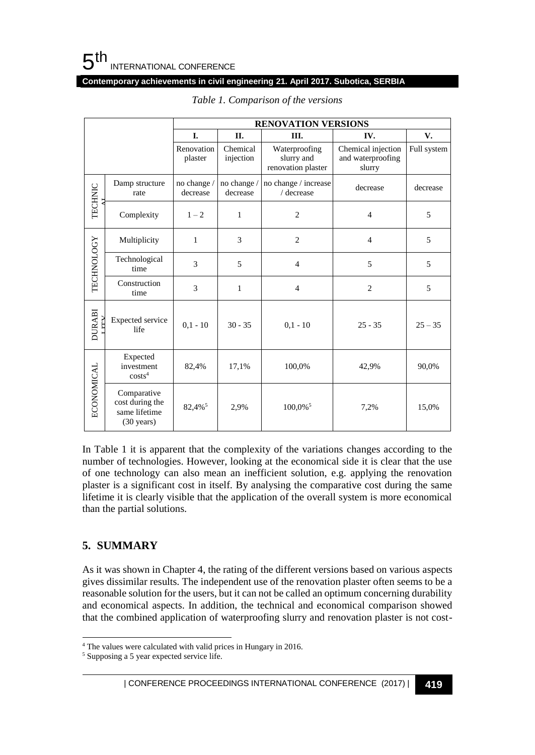*Table 1. Comparison of the versions*

| | | RENOVATION VERSIONS | | | | |
|---|---|---|---|---|---|---|
| | | I. | II. | III. | IV. | V. |
| | | Renovation plaster | Chemical injection | Waterproofing slurry and renovation plaster | Chemical injection and waterproofing slurry | Full system |
| TECHNICAL | Damp structure rate | no change / decrease | no change / decrease | no change / increase / decrease | decrease | decrease |
| | Complexity | 1 – 2 | 1 | 2 | 4 | 5 |
| TECHNOLOGY | Multiplicity | 1 | 3 | 2 | 4 | 5 |
| | Technological time | 3 | 5 | 4 | 5 | 5 |
| | Construction time | 3 | 1 | 4 | 2 | 5 |
| DURABILITY | Expected service life | 0,1 - 10 | 30 - 35 | 0,1 - 10 | 25 - 35 | 25 – 35 |
| ECONOMICAL | Expected investment costs[4] | 82,4% | 17,1% | 100,0% | 42,9% | 90,0% |
| | Comparative cost during the same lifetime (30 years) | 82,4%[5] | 2,9% | 100,0%[5] | 7,2% | 15,0% |

In Table 1 it is apparent that the complexity of the variations changes according to the number of technologies. However, looking at the economical side it is clear that the use of one technology can also mean an inefficient solution, e.g. applying the renovation plaster is a significant cost in itself. By analysing the comparative cost during the same lifetime it is clearly visible that the application of the overall system is more economical than the partial solutions.

## 5. SUMMARY

As it was shown in Chapter 4, the rating of the different versions based on various aspects gives dissimilar results. The independent use of the renovation plaster often seems to be a reasonable solution for the users, but it can not be called an optimum concerning durability and economical aspects. In addition, the technical and economical comparison showed that the combined application of waterproofing slurry and renovation plaster is not cost-

[4] The values were calculated with valid prices in Hungary in 2016.

[5] Supposing a 5 year expected service life.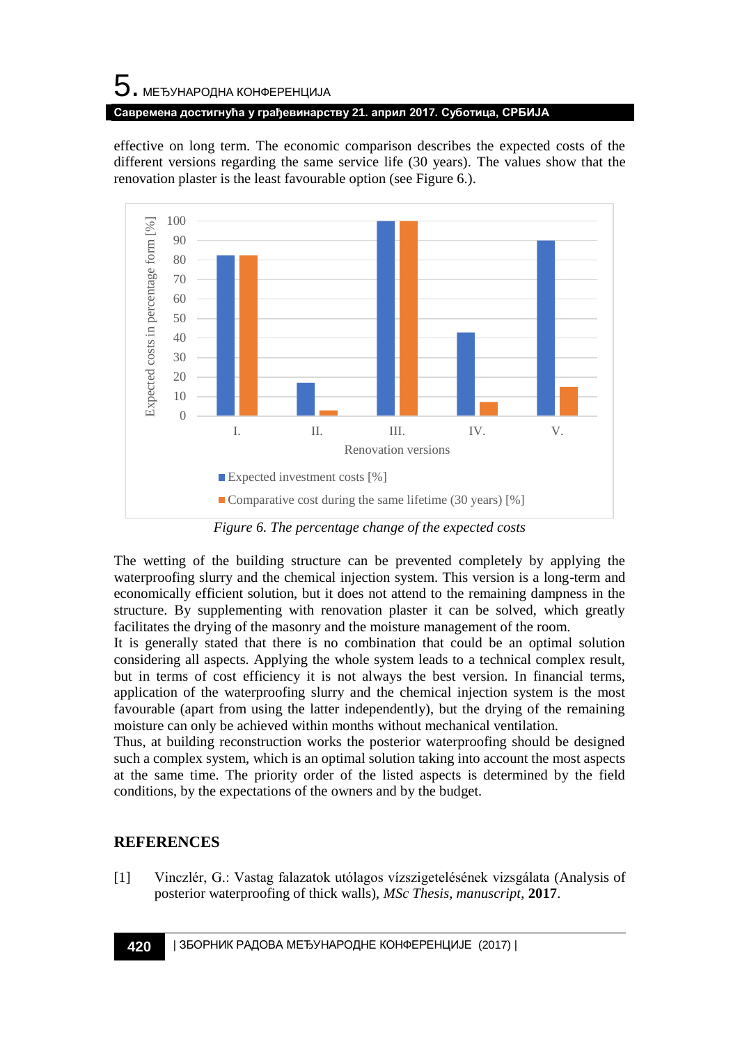effective on long term. The economic comparison describes the expected costs of the different versions regarding the same service life (30 years). The values show that the renovation plaster is the least favourable option (see Figure 6.).

*Figure 6. The percentage change of the expected costs*

The wetting of the building structure can be prevented completely by applying the waterproofing slurry and the chemical injection system. This version is a long-term and economically efficient solution, but it does not attend to the remaining dampness in the structure. By supplementing with renovation plaster it can be solved, which greatly facilitates the drying of the masonry and the moisture management of the room.

It is generally stated that there is no combination that could be an optimal solution considering all aspects. Applying the whole system leads to a technical complex result, but in terms of cost efficiency it is not always the best version. In financial terms, application of the waterproofing slurry and the chemical injection system is the most favourable (apart from using the latter independently), but the drying of the remaining moisture can only be achieved within months without mechanical ventilation.

Thus, at building reconstruction works the posterior waterproofing should be designed such a complex system, which is an optimal solution taking into account the most aspects at the same time. The priority order of the listed aspects is determined by the field conditions, by the expectations of the owners and by the budget.

## REFERENCES

[1] Vinczlér, G.: Vastag falazatok utólagos vízszigetelésének vizsgálata (Analysis of posterior waterproofing of thick walls), *MSc Thesis, manuscript*, **2017**.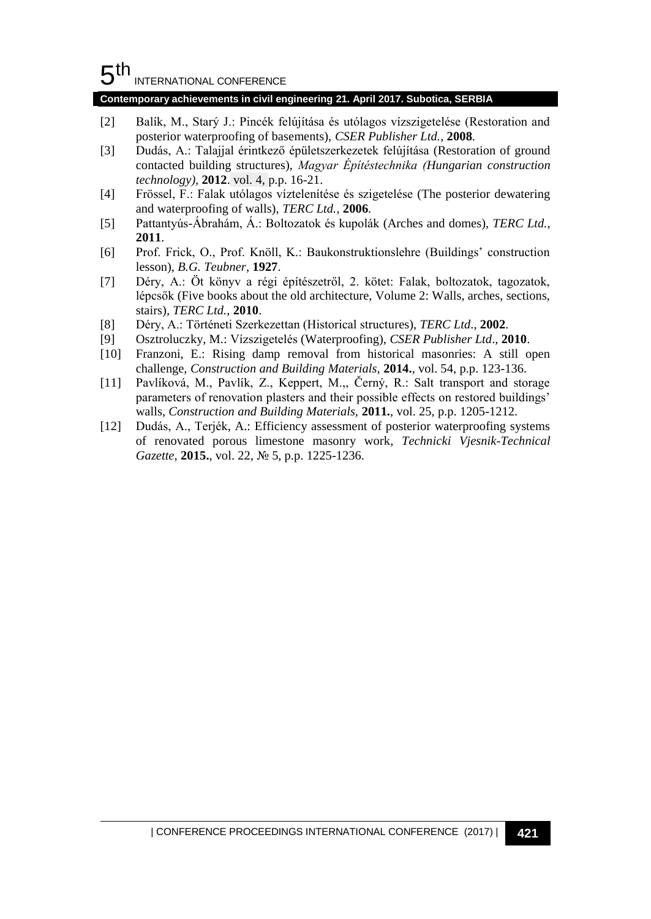[2] Balík, M., Starý J.: Pincék felújítása és utólagos vízszigetelése (Restoration and posterior waterproofing of basements), *CSER Publisher Ltd.*, **2008**.

[3] Dudás, A.: Talajjal érintkező épületszerkezetek felújítása (Restoration of ground contacted building structures), *Magyar Építéstechnika (Hungarian construction technology)*, **2012**. vol. 4, p.p. 16-21.

[4] Frössel, F.: Falak utólagos víztelenítése és szigetelése (The posterior dewatering and waterproofing of walls), *TERC Ltd.*, **2006**.

[5] Pattantyús-Ábrahám, Á.: Boltozatok és kupolák (Arches and domes), *TERC Ltd.*, **2011**.

[6] Prof. Frick, O., Prof. Knöll, K.: Baukonstruktionslehre (Buildings' construction lesson), *B.G. Teubner*, **1927**.

[7] Déry, A.: Öt könyv a régi építészetről, 2. kötet: Falak, boltozatok, tagozatok, lépcsők (Five books about the old architecture, Volume 2: Walls, arches, sections, stairs), *TERC Ltd.*, **2010**.

[8] Déry, A.: Történeti Szerkezettan (Historical structures), *TERC Ltd*., **2002**.

[9] Osztroluczky, M.: Vízszigetelés (Waterproofing), *CSER Publisher Ltd*., **2010**.

[10] Franzoni, E.: Rising damp removal from historical masonries: A still open challenge, *Construction and Building Materials,* **2014.**, vol. 54, p.p. 123-136.

[11] Pavlíková, M., Pavlík, Z., Keppert, M.,, Černý, R.: Salt transport and storage parameters of renovation plasters and their possible effects on restored buildings' walls, *Construction and Building Materials,* **2011.**, vol. 25, p.p. 1205-1212.

[12] Dudás, A., Terjék, A.: Efficiency assessment of posterior waterproofing systems of renovated porous limestone masonry work*, Technicki Vjesnik-Technical Gazette,* **2015.**, vol. 22, № 5, p.p. 1225-1236.